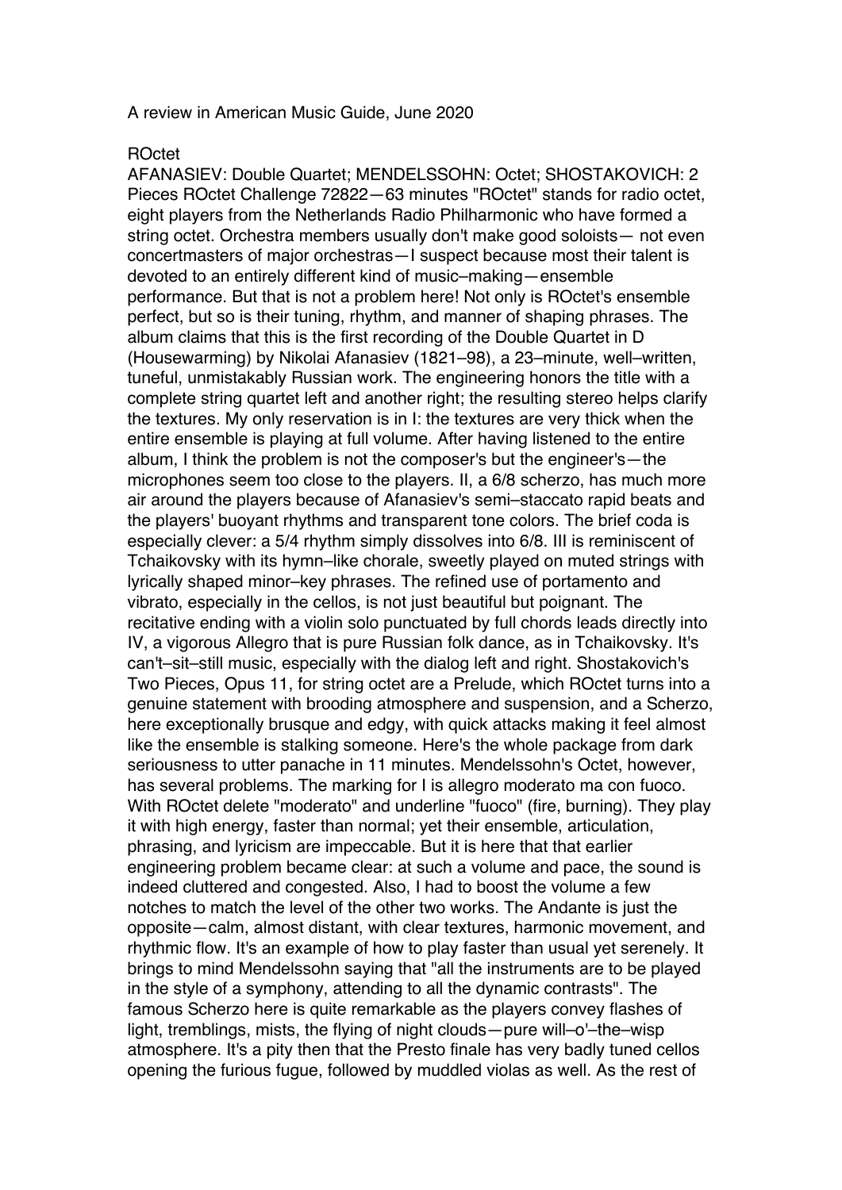A review in American Music Guide, June 2020

ROctet

AFANASIEV: Double Quartet; MENDELSSOHN: Octet; SHOSTAKOVICH: 2 Pieces ROctet Challenge 72822—63 minutes "ROctet" stands for radio octet, eight players from the Netherlands Radio Philharmonic who have formed a string octet. Orchestra members usually don't make good soloists— not even concertmasters of major orchestras—I suspect because most their talent is devoted to an entirely different kind of music–making—ensemble performance. But that is not a problem here! Not only is ROctet's ensemble perfect, but so is their tuning, rhythm, and manner of shaping phrases. The album claims that this is the first recording of the Double Quartet in D (Housewarming) by Nikolai Afanasiev (1821–98), a 23–minute, well–written, tuneful, unmistakably Russian work. The engineering honors the title with a complete string quartet left and another right; the resulting stereo helps clarify the textures. My only reservation is in I: the textures are very thick when the entire ensemble is playing at full volume. After having listened to the entire album, I think the problem is not the composer's but the engineer's—the microphones seem too close to the players. II, a 6/8 scherzo, has much more air around the players because of Afanasiev's semi–staccato rapid beats and the players' buoyant rhythms and transparent tone colors. The brief coda is especially clever: a 5/4 rhythm simply dissolves into 6/8. III is reminiscent of Tchaikovsky with its hymn–like chorale, sweetly played on muted strings with lyrically shaped minor–key phrases. The refined use of portamento and vibrato, especially in the cellos, is not just beautiful but poignant. The recitative ending with a violin solo punctuated by full chords leads directly into IV, a vigorous Allegro that is pure Russian folk dance, as in Tchaikovsky. It's can't–sit–still music, especially with the dialog left and right. Shostakovich's Two Pieces, Opus 11, for string octet are a Prelude, which ROctet turns into a genuine statement with brooding atmosphere and suspension, and a Scherzo, here exceptionally brusque and edgy, with quick attacks making it feel almost like the ensemble is stalking someone. Here's the whole package from dark seriousness to utter panache in 11 minutes. Mendelssohn's Octet, however, has several problems. The marking for I is allegro moderato ma con fuoco. With ROctet delete "moderato" and underline "fuoco" (fire, burning). They play it with high energy, faster than normal; yet their ensemble, articulation, phrasing, and lyricism are impeccable. But it is here that that earlier engineering problem became clear: at such a volume and pace, the sound is indeed cluttered and congested. Also, I had to boost the volume a few notches to match the level of the other two works. The Andante is just the opposite—calm, almost distant, with clear textures, harmonic movement, and rhythmic flow. It's an example of how to play faster than usual yet serenely. It brings to mind Mendelssohn saying that "all the instruments are to be played in the style of a symphony, attending to all the dynamic contrasts". The famous Scherzo here is quite remarkable as the players convey flashes of light, tremblings, mists, the flying of night clouds—pure will–o'–the–wisp atmosphere. It's a pity then that the Presto finale has very badly tuned cellos opening the furious fugue, followed by muddled violas as well. As the rest of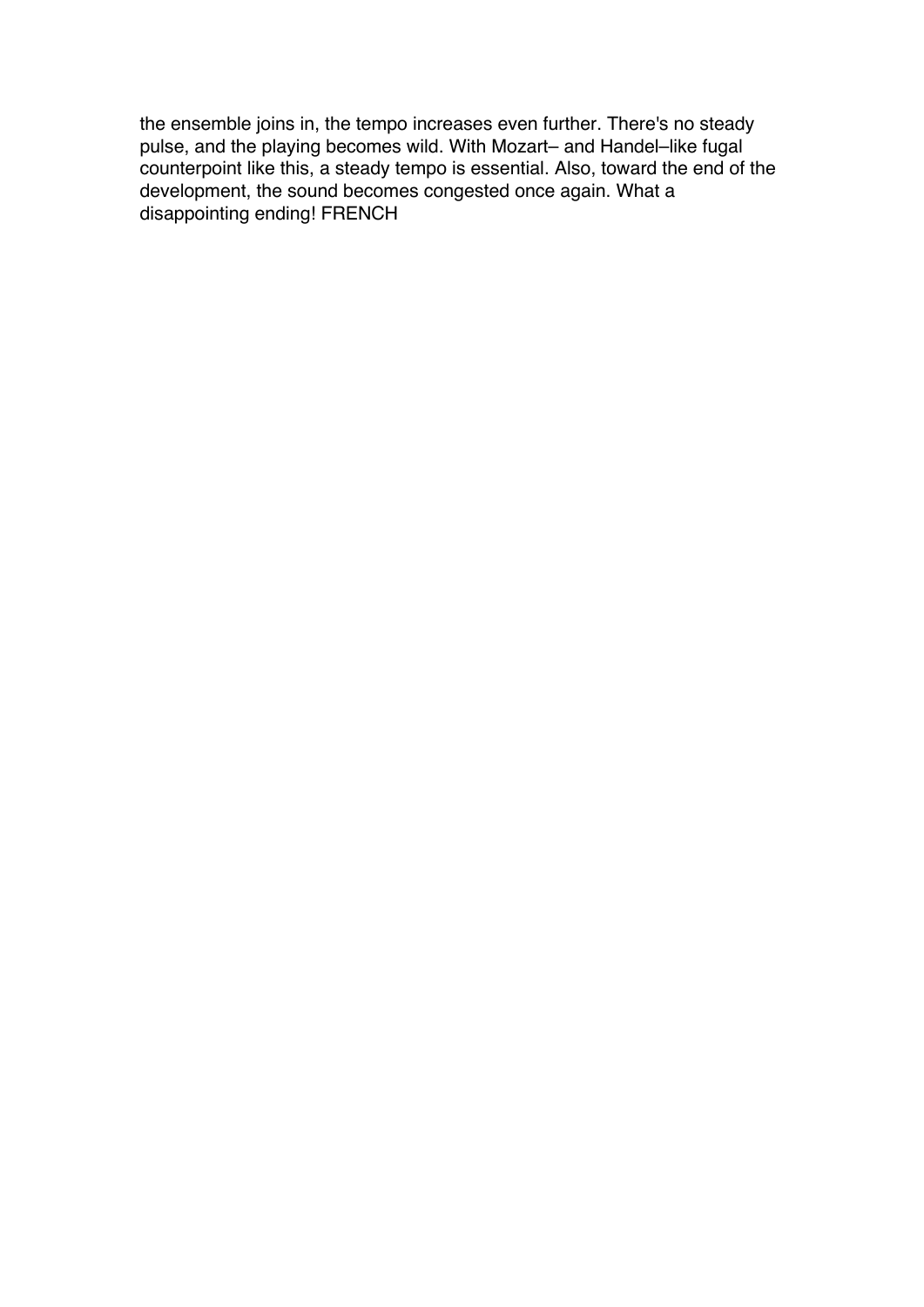the ensemble joins in, the tempo increases even further. There's no steady pulse, and the playing becomes wild. With Mozart– and Handel–like fugal counterpoint like this, a steady tempo is essential. Also, toward the end of the development, the sound becomes congested once again. What a disappointing ending! FRENCH